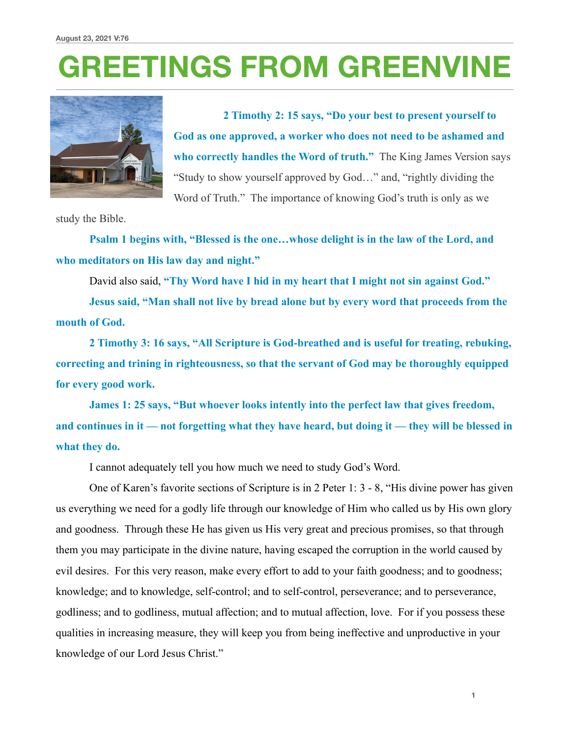August 23, 2021 V:76

# GREETINGS FROM GREENVINE

**2 Timothy 2: 15 says, "Do your best to present yourself to God as one approved, a worker who does not need to be ashamed and who correctly handles the Word of truth."** The King James Version says "Study to show yourself approved by God…" and, "rightly dividing the Word of Truth." The importance of knowing God's truth is only as we study the Bible.

**Psalm 1 begins with, "Blessed is the one…whose delight is in the law of the Lord, and who meditators on His law day and night."**

David also said, **"Thy Word have I hid in my heart that I might not sin against God."**

**Jesus said, "Man shall not live by bread alone but by every word that proceeds from the mouth of God.**

**2 Timothy 3: 16 says, "All Scripture is God-breathed and is useful for treating, rebuking, correcting and trining in righteousness, so that the servant of God may be thoroughly equipped for every good work.**

**James 1: 25 says, "But whoever looks intently into the perfect law that gives freedom, and continues in it — not forgetting what they have heard, but doing it — they will be blessed in what they do.**

I cannot adequately tell you how much we need to study God's Word.

One of Karen's favorite sections of Scripture is in 2 Peter 1: 3 - 8, "His divine power has given us everything we need for a godly life through our knowledge of Him who called us by His own glory and goodness. Through these He has given us His very great and precious promises, so that through them you may participate in the divine nature, having escaped the corruption in the world caused by evil desires. For this very reason, make every effort to add to your faith goodness; and to goodness; knowledge; and to knowledge, self-control; and to self-control, perseverance; and to perseverance, godliness; and to godliness, mutual affection; and to mutual affection, love. For if you possess these qualities in increasing measure, they will keep you from being ineffective and unproductive in your knowledge of our Lord Jesus Christ."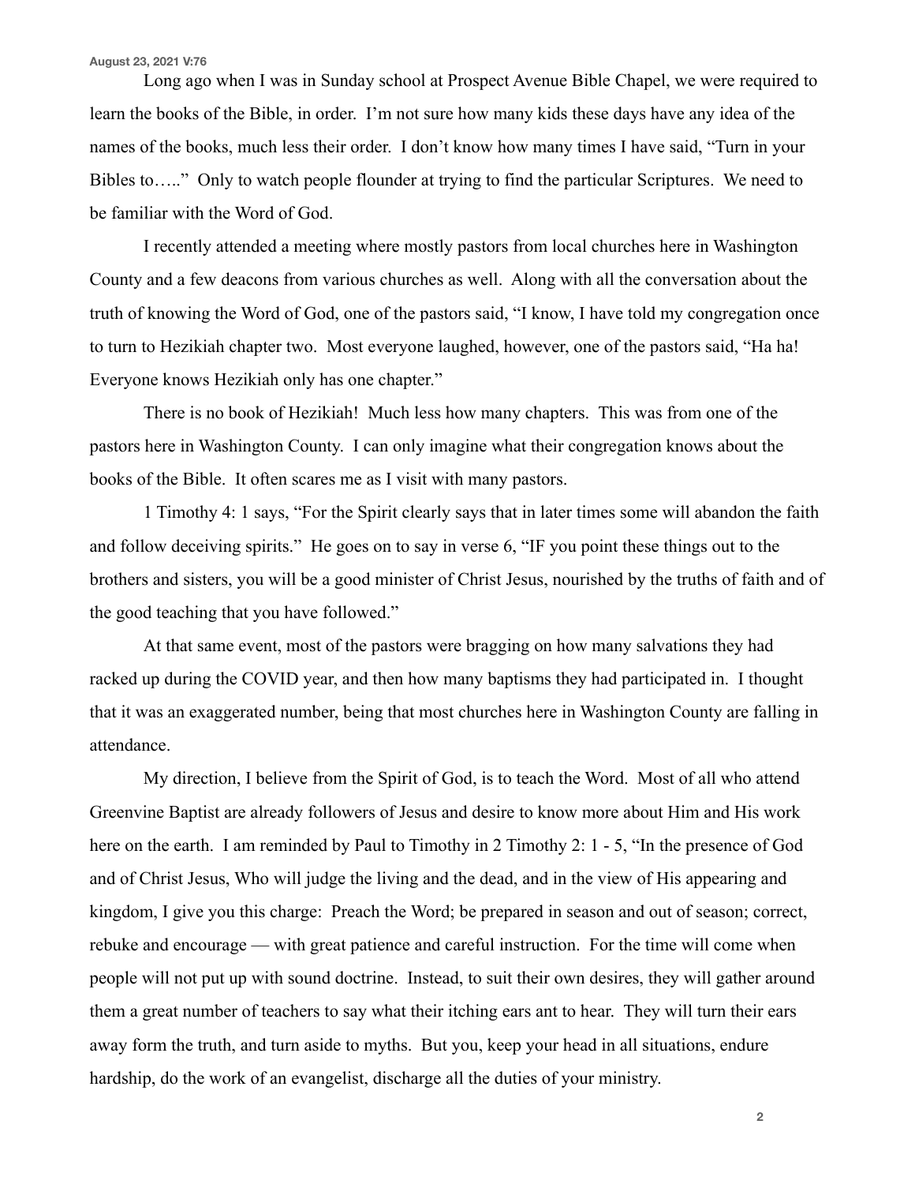Long ago when I was in Sunday school at Prospect Avenue Bible Chapel, we were required to learn the books of the Bible, in order. I'm not sure how many kids these days have any idea of the names of the books, much less their order. I don't know how many times I have said, "Turn in your Bibles to….." Only to watch people flounder at trying to find the particular Scriptures. We need to be familiar with the Word of God.

I recently attended a meeting where mostly pastors from local churches here in Washington County and a few deacons from various churches as well. Along with all the conversation about the truth of knowing the Word of God, one of the pastors said, "I know, I have told my congregation once to turn to Hezikiah chapter two. Most everyone laughed, however, one of the pastors said, "Ha ha! Everyone knows Hezikiah only has one chapter."

There is no book of Hezikiah! Much less how many chapters. This was from one of the pastors here in Washington County. I can only imagine what their congregation knows about the books of the Bible. It often scares me as I visit with many pastors.

1 Timothy 4: 1 says, "For the Spirit clearly says that in later times some will abandon the faith and follow deceiving spirits." He goes on to say in verse 6, "IF you point these things out to the brothers and sisters, you will be a good minister of Christ Jesus, nourished by the truths of faith and of the good teaching that you have followed."

At that same event, most of the pastors were bragging on how many salvations they had racked up during the COVID year, and then how many baptisms they had participated in. I thought that it was an exaggerated number, being that most churches here in Washington County are falling in attendance.

My direction, I believe from the Spirit of God, is to teach the Word. Most of all who attend Greenvine Baptist are already followers of Jesus and desire to know more about Him and His work here on the earth. I am reminded by Paul to Timothy in 2 Timothy 2: 1 - 5, "In the presence of God and of Christ Jesus, Who will judge the living and the dead, and in the view of His appearing and kingdom, I give you this charge: Preach the Word; be prepared in season and out of season; correct, rebuke and encourage — with great patience and careful instruction. For the time will come when people will not put up with sound doctrine. Instead, to suit their own desires, they will gather around them a great number of teachers to say what their itching ears ant to hear. They will turn their ears away form the truth, and turn aside to myths. But you, keep your head in all situations, endure hardship, do the work of an evangelist, discharge all the duties of your ministry.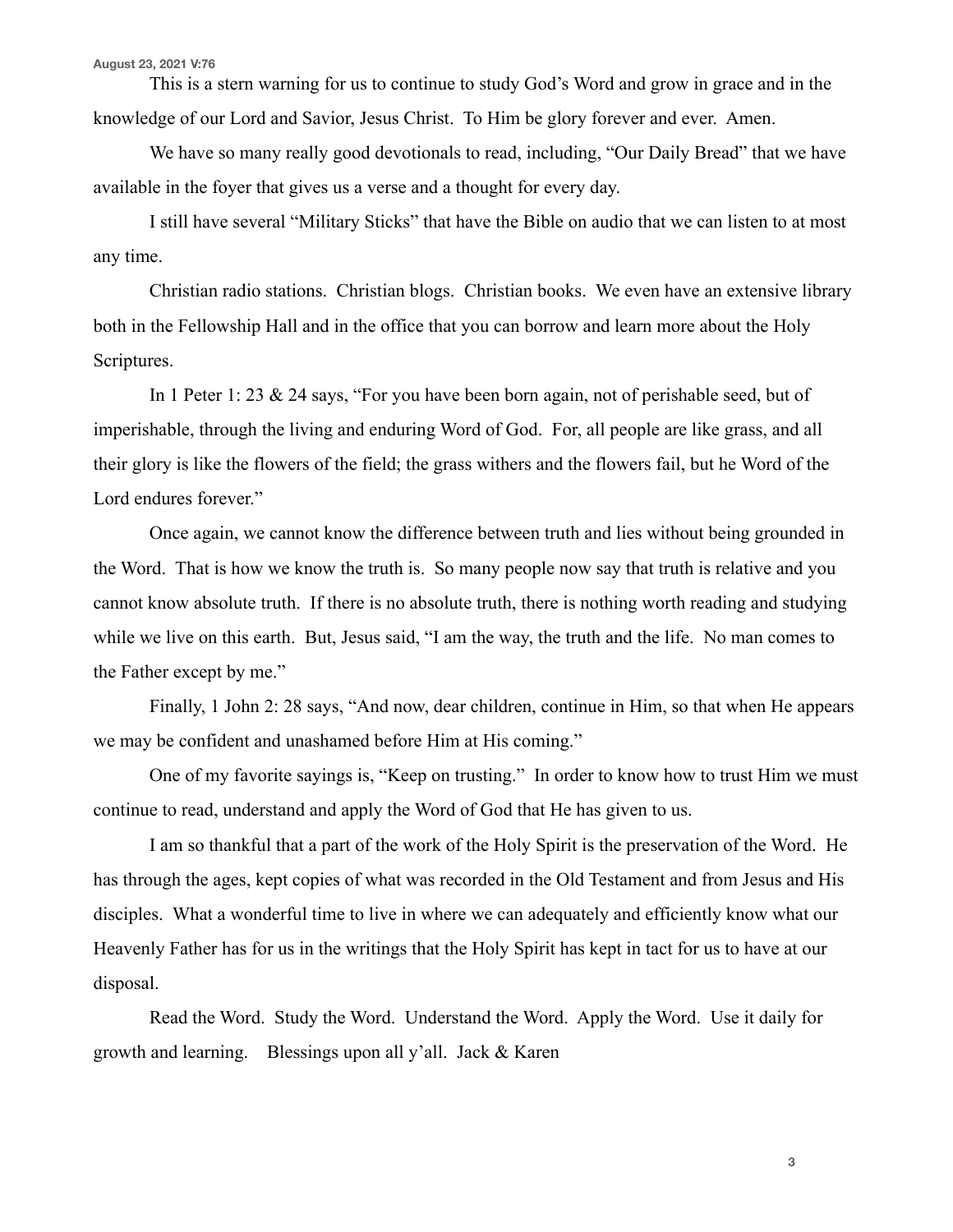This is a stern warning for us to continue to study God's Word and grow in grace and in the knowledge of our Lord and Savior, Jesus Christ. To Him be glory forever and ever. Amen.

We have so many really good devotionals to read, including, "Our Daily Bread" that we have available in the foyer that gives us a verse and a thought for every day.

I still have several "Military Sticks" that have the Bible on audio that we can listen to at most any time.

Christian radio stations. Christian blogs. Christian books. We even have an extensive library both in the Fellowship Hall and in the office that you can borrow and learn more about the Holy Scriptures.

In 1 Peter 1: 23 & 24 says, "For you have been born again, not of perishable seed, but of imperishable, through the living and enduring Word of God. For, all people are like grass, and all their glory is like the flowers of the field; the grass withers and the flowers fail, but he Word of the Lord endures forever."

Once again, we cannot know the difference between truth and lies without being grounded in the Word. That is how we know the truth is. So many people now say that truth is relative and you cannot know absolute truth. If there is no absolute truth, there is nothing worth reading and studying while we live on this earth. But, Jesus said, "I am the way, the truth and the life. No man comes to the Father except by me."

Finally, 1 John 2: 28 says, "And now, dear children, continue in Him, so that when He appears we may be confident and unashamed before Him at His coming."

One of my favorite sayings is, "Keep on trusting." In order to know how to trust Him we must continue to read, understand and apply the Word of God that He has given to us.

I am so thankful that a part of the work of the Holy Spirit is the preservation of the Word. He has through the ages, kept copies of what was recorded in the Old Testament and from Jesus and His disciples. What a wonderful time to live in where we can adequately and efficiently know what our Heavenly Father has for us in the writings that the Holy Spirit has kept in tact for us to have at our disposal.

Read the Word. Study the Word. Understand the Word. Apply the Word. Use it daily for growth and learning. Blessings upon all y'all. Jack & Karen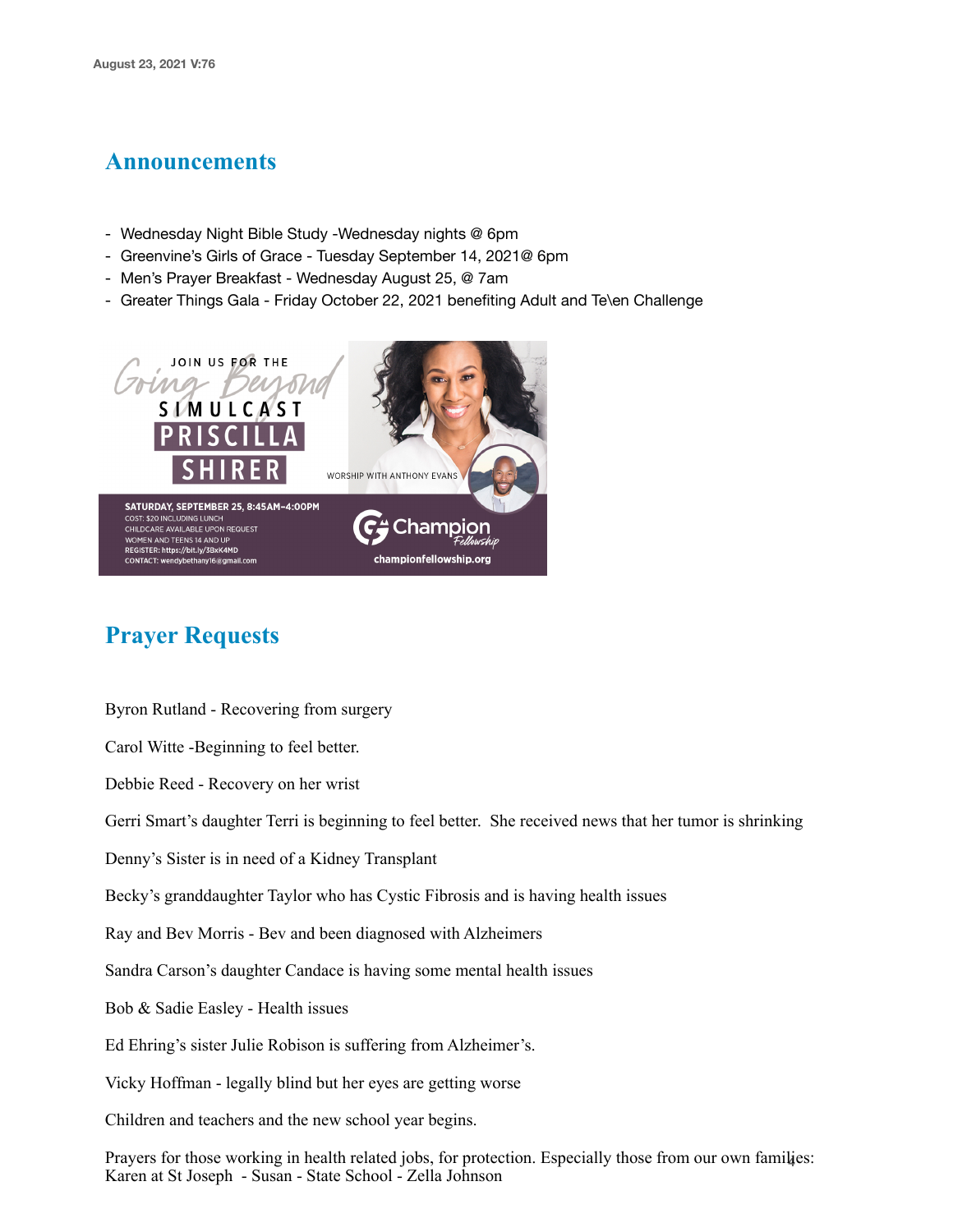August 23, 2021 V:76

## Announcements

- Wednesday Night Bible Study -Wednesday nights @ 6pm
- Greenvine's Girls of Grace - Tuesday September 14, 2021@ 6pm
- Men's Prayer Breakfast - Wednesday August 25, @ 7am
- Greater Things Gala - Friday October 22, 2021 benefiting Adult and Te\en Challenge

JOIN US FOR THE

Going Beyond

SIMULCAST

PRISCILLA SHIRER

WORSHIP WITH ANTHONY EVANS

SATURDAY, SEPTEMBER 25, 8:45AM-4:00PM
COST: $20 INCLUDING LUNCH
CHILDCARE AVAILABLE UPON REQUEST
WOMEN AND TEENS 14 AND UP
REGISTER: https://bit.ly/3BxK4MD
CONTACT: wendybethany16@gmail.com

Champion Fellowship
championfellowship.org

## Prayer Requests

Byron Rutland - Recovering from surgery

Carol Witte -Beginning to feel better.

Debbie Reed - Recovery on her wrist

Gerri Smart's daughter Terri is beginning to feel better. She received news that her tumor is shrinking

Denny's Sister is in need of a Kidney Transplant

Becky's granddaughter Taylor who has Cystic Fibrosis and is having health issues

Ray and Bev Morris - Bev and been diagnosed with Alzheimers

Sandra Carson's daughter Candace is having some mental health issues

Bob & Sadie Easley - Health issues

Ed Ehring's sister Julie Robison is suffering from Alzheimer's.

Vicky Hoffman - legally blind but her eyes are getting worse

Children and teachers and the new school year begins.

Prayers for those working in health related jobs, for protection. Especially those from our own families:
Karen at St Joseph - Susan - State School - Zella Johnson